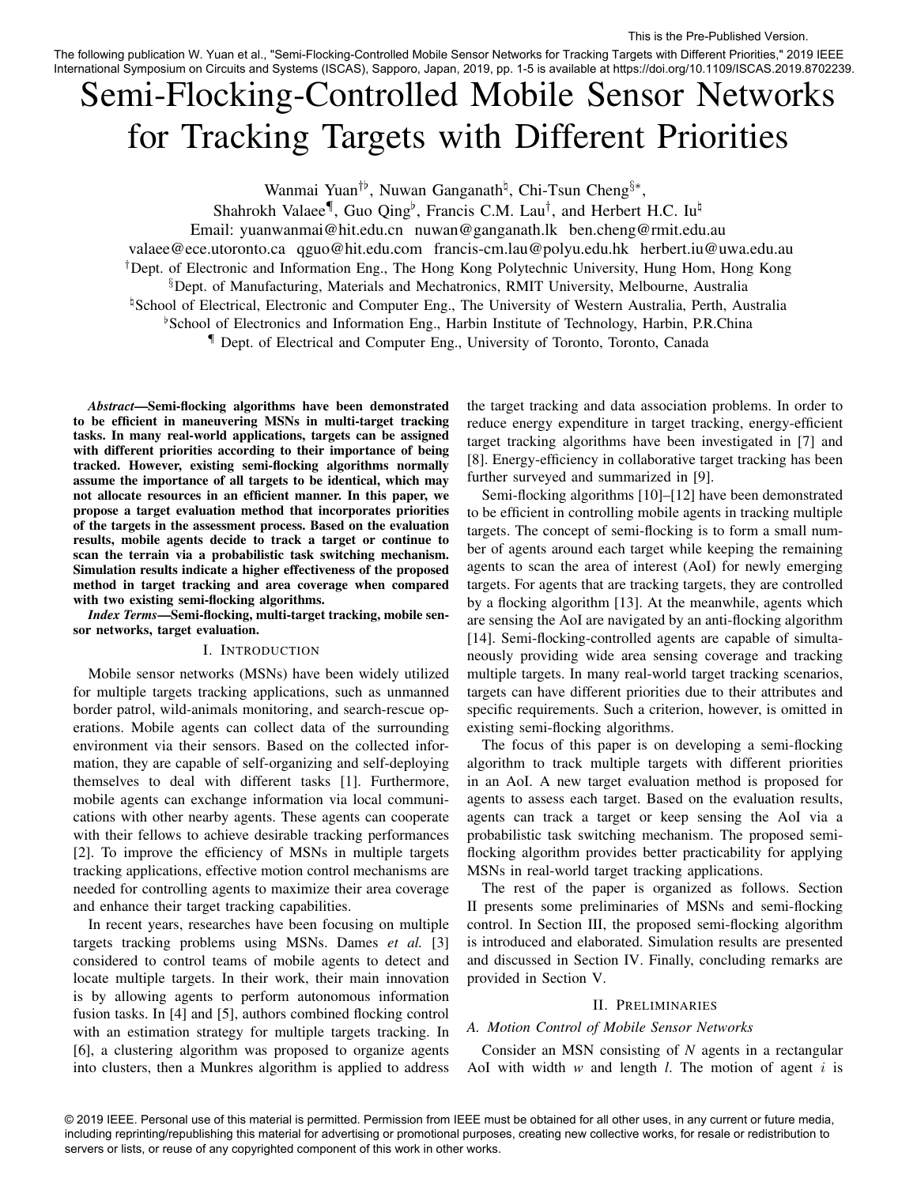This is the Pre-Published Version.

The following publication W. Yuan et al., "Semi-Flocking-Controlled Mobile Sensor Networks for Tracking Targets with Different Priorities," 2019 IEEE International Symposium on Circuits and Systems (ISCAS), Sapporo, Japan, 2019, pp. 1-5 is available at https://doi.org/10.1109/ISCAS.2019.8702239.

# Semi-Flocking-Controlled Mobile Sensor Networks for Tracking Targets with Different Priorities

Wanmai Yuan[†♭], Nuwan Ganganath[♮], Chi-Tsun Cheng[§*],
Shahrokh Valaee[¶], Guo Qing[♭], Francis C.M. Lau[†], and Herbert H.C. Iu[♮]

Email: yuanwanmai@hit.edu.cn nuwan@ganganath.lk ben.cheng@rmit.edu.au
valaee@ece.utoronto.ca qguo@hit.edu.com francis-cm.lau@polyu.edu.hk herbert.iu@uwa.edu.au

[†]Dept. of Electronic and Information Eng., The Hong Kong Polytechnic University, Hung Hom, Hong Kong
[§]Dept. of Manufacturing, Materials and Mechatronics, RMIT University, Melbourne, Australia
[♮]School of Electrical, Electronic and Computer Eng., The University of Western Australia, Perth, Australia
[♭]School of Electronics and Information Eng., Harbin Institute of Technology, Harbin, P.R.China
[¶] Dept. of Electrical and Computer Eng., University of Toronto, Toronto, Canada

***Abstract*—Semi-flocking algorithms have been demonstrated to be efficient in maneuvering MSNs in multi-target tracking tasks. In many real-world applications, targets can be assigned with different priorities according to their importance of being tracked. However, existing semi-flocking algorithms normally assume the importance of all targets to be identical, which may not allocate resources in an efficient manner. In this paper, we propose a target evaluation method that incorporates priorities of the targets in the assessment process. Based on the evaluation results, mobile agents decide to track a target or continue to scan the terrain via a probabilistic task switching mechanism. Simulation results indicate a higher effectiveness of the proposed method in target tracking and area coverage when compared with two existing semi-flocking algorithms.**

***Index Terms*—Semi-flocking, multi-target tracking, mobile sensor networks, target evaluation.**

## I. Introduction

Mobile sensor networks (MSNs) have been widely utilized for multiple targets tracking applications, such as unmanned border patrol, wild-animals monitoring, and search-rescue operations. Mobile agents can collect data of the surrounding environment via their sensors. Based on the collected information, they are capable of self-organizing and self-deploying themselves to deal with different tasks [1]. Furthermore, mobile agents can exchange information via local communications with other nearby agents. These agents can cooperate with their fellows to achieve desirable tracking performances [2]. To improve the efficiency of MSNs in multiple targets tracking applications, effective motion control mechanisms are needed for controlling agents to maximize their area coverage and enhance their target tracking capabilities.

In recent years, researches have been focusing on multiple targets tracking problems using MSNs. Dames *et al.* [3] considered to control teams of mobile agents to detect and locate multiple targets. In their work, their main innovation is by allowing agents to perform autonomous information fusion tasks. In [4] and [5], authors combined flocking control with an estimation strategy for multiple targets tracking. In [6], a clustering algorithm was proposed to organize agents into clusters, then a Munkres algorithm is applied to address the target tracking and data association problems. In order to reduce energy expenditure in target tracking, energy-efficient target tracking algorithms have been investigated in [7] and [8]. Energy-efficiency in collaborative target tracking has been further surveyed and summarized in [9].

Semi-flocking algorithms [10]–[12] have been demonstrated to be efficient in controlling mobile agents in tracking multiple targets. The concept of semi-flocking is to form a small number of agents around each target while keeping the remaining agents to scan the area of interest (AoI) for newly emerging targets. For agents that are tracking targets, they are controlled by a flocking algorithm [13]. At the meanwhile, agents which are sensing the AoI are navigated by an anti-flocking algorithm [14]. Semi-flocking-controlled agents are capable of simultaneously providing wide area sensing coverage and tracking multiple targets. In many real-world target tracking scenarios, targets can have different priorities due to their attributes and specific requirements. Such a criterion, however, is omitted in existing semi-flocking algorithms.

The focus of this paper is on developing a semi-flocking algorithm to track multiple targets with different priorities in an AoI. A new target evaluation method is proposed for agents to assess each target. Based on the evaluation results, agents can track a target or keep sensing the AoI via a probabilistic task switching mechanism. The proposed semi-flocking algorithm provides better practicability for applying MSNs in real-world target tracking applications.

The rest of the paper is organized as follows. Section II presents some preliminaries of MSNs and semi-flocking control. In Section III, the proposed semi-flocking algorithm is introduced and elaborated. Simulation results are presented and discussed in Section IV. Finally, concluding remarks are provided in Section V.

## II. Preliminaries

### A. Motion Control of Mobile Sensor Networks

Consider an MSN consisting of $N$ agents in a rectangular AoI with width $w$ and length $l$. The motion of agent $i$ is

© 2019 IEEE. Personal use of this material is permitted. Permission from IEEE must be obtained for all other uses, in any current or future media, including reprinting/republishing this material for advertising or promotional purposes, creating new collective works, for resale or redistribution to servers or lists, or reuse of any copyrighted component of this work in other works.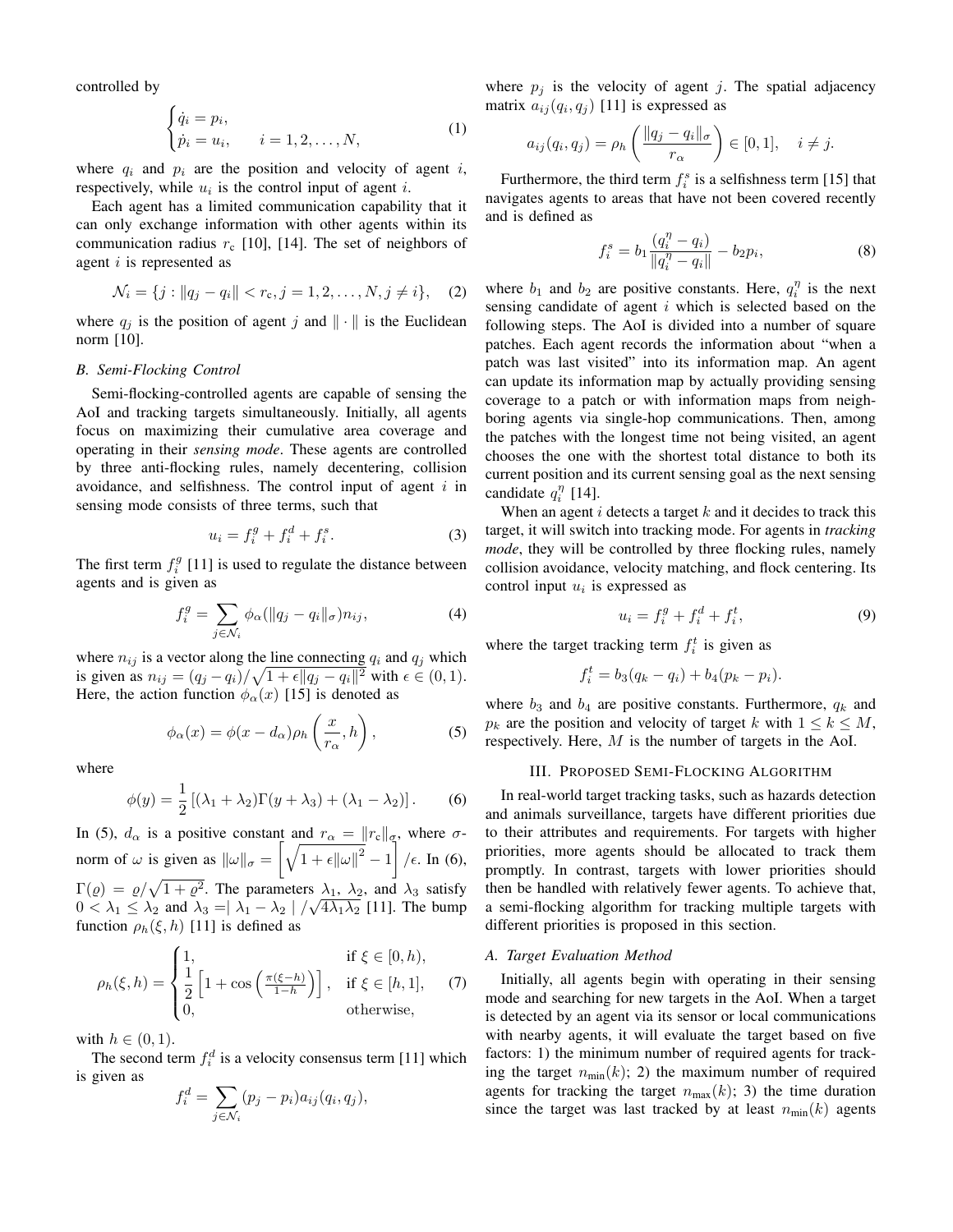controlled by

$$
\begin{cases} \dot{q}_i = p_i, \\ \dot{p}_i = u_i, \qquad i = 1, 2, \dots, N, \end{cases} \tag{1}
$$

where $q_i$ and $p_i$ are the position and velocity of agent $i$, respectively, while $u_i$ is the control input of agent $i$.

Each agent has a limited communication capability that it can only exchange information with other agents within its communication radius $r_c$ [10], [14]. The set of neighbors of agent $i$ is represented as

$$
\mathcal{N}_i = \{j : \|q_j - q_i\| < r_c, j = 1, 2, \dots, N, j \neq i\}, \tag{2}
$$

where $q_j$ is the position of agent $j$ and $\|\cdot\|$ is the Euclidean norm [10].

### B. Semi-Flocking Control

Semi-flocking-controlled agents are capable of sensing the AoI and tracking targets simultaneously. Initially, all agents focus on maximizing their cumulative area coverage and operating in their *sensing mode*. These agents are controlled by three anti-flocking rules, namely decentering, collision avoidance, and selfishness. The control input of agent $i$ in sensing mode consists of three terms, such that

$$
u_i = f_i^g + f_i^d + f_i^s. \tag{3}
$$

The first term $f_i^g$ [11] is used to regulate the distance between agents and is given as

$$
f_i^g = \sum_{j \in \mathcal{N}_i} \phi_\alpha(\|q_j - q_i\|_\sigma) n_{ij}, \tag{4}
$$

where $n_{ij}$ is a vector along the line connecting $q_i$ and $q_j$ which is given as $n_{ij} = (q_j - q_i)/\sqrt{1 + \epsilon\|q_j - q_i\|^2}$ with $\epsilon \in (0, 1)$. Here, the action function $\phi_\alpha(x)$ [15] is denoted as

$$
\phi_\alpha(x) = \phi(x - d_\alpha)\rho_h\left(\frac{x}{r_\alpha}, h\right), \tag{5}
$$

where

$$
\phi(y) = \frac{1}{2}\left[(\lambda_1 + \lambda_2)\Gamma(y + \lambda_3) + (\lambda_1 - \lambda_2)\right]. \tag{6}
$$

In (5), $d_\alpha$ is a positive constant and $r_\alpha = \|r_c\|_\sigma$, where $\sigma$-norm of $\omega$ is given as $\|\omega\|_\sigma = \left[\sqrt{1 + \epsilon\|\omega\|^2} - 1\right]/\epsilon$. In (6), $\Gamma(\varrho) = \varrho/\sqrt{1 + \varrho^2}$. The parameters $\lambda_1$, $\lambda_2$, and $\lambda_3$ satisfy $0 < \lambda_1 \leq \lambda_2$ and $\lambda_3 = |\lambda_1 - \lambda_2|/\sqrt{4\lambda_1\lambda_2}$ [11]. The bump function $\rho_h(\xi, h)$ [11] is defined as

$$
\rho_h(\xi, h) = \begin{cases} 1, & \text{if } \xi \in [0, h), \\ \frac{1}{2}\left[1 + \cos\left(\frac{\pi(\xi - h)}{1 - h}\right)\right], & \text{if } \xi \in [h, 1], \\ 0, & \text{otherwise}, \end{cases} \tag{7}
$$

with $h \in (0, 1)$.

The second term $f_i^d$ is a velocity consensus term [11] which is given as

$$
f_i^d = \sum_{j \in \mathcal{N}_i} (p_j - p_i) a_{ij}(q_i, q_j),
$$

where $p_j$ is the velocity of agent $j$. The spatial adjacency matrix $a_{ij}(q_i, q_j)$ [11] is expressed as

$$
a_{ij}(q_i, q_j) = \rho_h\left(\frac{\|q_j - q_i\|_\sigma}{r_\alpha}\right) \in [0, 1], \quad i \neq j.
$$

Furthermore, the third term $f_i^s$ is a selfishness term [15] that navigates agents to areas that have not been covered recently and is defined as

$$
f_i^s = b_1 \frac{(q_i^\eta - q_i)}{\|q_i^\eta - q_i\|} - b_2 p_i, \tag{8}
$$

where $b_1$ and $b_2$ are positive constants. Here, $q_i^\eta$ is the next sensing candidate of agent $i$ which is selected based on the following steps. The AoI is divided into a number of square patches. Each agent records the information about "when a patch was last visited" into its information map. An agent can update its information map by actually providing sensing coverage to a patch or with information maps from neighboring agents via single-hop communications. Then, among the patches with the longest time not being visited, an agent chooses the one with the shortest total distance to both its current position and its current sensing goal as the next sensing candidate $q_i^\eta$ [14].

When an agent $i$ detects a target $k$ and it decides to track this target, it will switch into tracking mode. For agents in *tracking mode*, they will be controlled by three flocking rules, namely collision avoidance, velocity matching, and flock centering. Its control input $u_i$ is expressed as

$$
u_i = f_i^g + f_i^d + f_i^t, \tag{9}
$$

where the target tracking term $f_i^t$ is given as

$$
f_i^t = b_3(q_k - q_i) + b_4(p_k - p_i).
$$

where $b_3$ and $b_4$ are positive constants. Furthermore, $q_k$ and $p_k$ are the position and velocity of target $k$ with $1 \leq k \leq M$, respectively. Here, $M$ is the number of targets in the AoI.

## III. Proposed Semi-Flocking Algorithm

In real-world target tracking tasks, such as hazards detection and animals surveillance, targets have different priorities due to their attributes and requirements. For targets with higher priorities, more agents should be allocated to track them promptly. In contrast, targets with lower priorities should then be handled with relatively fewer agents. To achieve that, a semi-flocking algorithm for tracking multiple targets with different priorities is proposed in this section.

### A. Target Evaluation Method

Initially, all agents begin with operating in their sensing mode and searching for new targets in the AoI. When a target is detected by an agent via its sensor or local communications with nearby agents, it will evaluate the target based on five factors: 1) the minimum number of required agents for tracking the target $n_{\min}(k)$; 2) the maximum number of required agents for tracking the target $n_{\max}(k)$; 3) the time duration since the target was last tracked by at least $n_{\min}(k)$ agents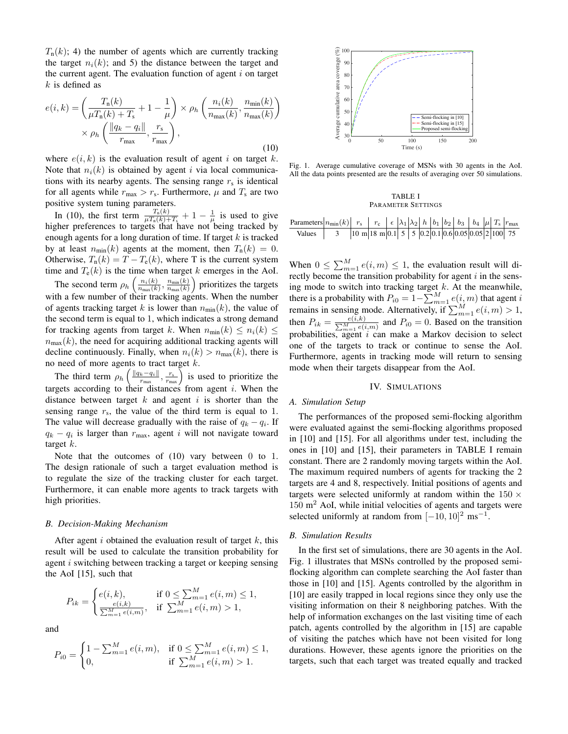$T_{\text{n}}(k)$; 4) the number of agents which are currently tracking the target $n_i(k)$; and 5) the distance between the target and the current agent. The evaluation function of agent $i$ on target $k$ is defined as

$$e(i,k) = \left( \frac{T_{\text{n}}(k)}{\mu T_{\text{n}}(k) + T_{\text{s}}} + 1 - \frac{1}{\mu} \right) \times \rho_h \left( \frac{n_i(k)}{n_{\max}(k)}, \frac{n_{\min}(k)}{n_{\max}(k)} \right) \times \rho_h \left( \frac{\|q_k - q_i\|}{r_{\max}}, \frac{r_{\text{s}}}{r_{\max}} \right), \tag{10}$$

where $e(i,k)$ is the evaluation result of agent $i$ on target $k$. Note that $n_i(k)$ is obtained by agent $i$ via local communications with its nearby agents. The sensing range $r_{\text{s}}$ is identical for all agents while $r_{\max} > r_{\text{s}}$. Furthermore, $\mu$ and $T_{\text{s}}$ are two positive system tuning parameters.

In (10), the first term $\frac{T_{\text{n}}(k)}{\mu T_{\text{n}}(k)+T_{\text{s}}} + 1 - \frac{1}{\mu}$ is used to give higher preferences to targets that have not being tracked by enough agents for a long duration of time. If target $k$ is tracked by at least $n_{\min}(k)$ agents at the moment, then $T_{\text{n}}(k) = 0$. Otherwise, $T_{\text{n}}(k) = T - T_{\text{e}}(k)$, where T is the current system time and $T_{\text{e}}(k)$ is the time when target $k$ emerges in the AoI.

The second term $\rho_h \left( \frac{n_i(k)}{n_{\max}(k)}, \frac{n_{\min}(k)}{n_{\max}(k)} \right)$ prioritizes the targets with a few number of their tracking agents. When the number of agents tracking target $k$ is lower than $n_{\min}(k)$, the value of the second term is equal to 1, which indicates a strong demand for tracking agents from target $k$. When $n_{\min}(k) \le n_i(k) \le n_{\max}(k)$, the need for acquiring additional tracking agents will decline continuously. Finally, when $n_i(k) > n_{\max}(k)$, there is no need of more agents to tract target $k$.

The third term $\rho_h \left( \frac{\|q_k - q_i\|}{r_{\max}}, \frac{r_{\text{s}}}{r_{\max}} \right)$ is used to prioritize the targets according to their distances from agent $i$. When the distance between target $k$ and agent $i$ is shorter than the sensing range $r_{\text{s}}$, the value of the third term is equal to 1. The value will decrease gradually with the raise of $q_k - q_i$. If $q_k - q_i$ is larger than $r_{\max}$, agent $i$ will not navigate toward target $k$.

Note that the outcomes of (10) vary between 0 to 1. The design rationale of such a target evaluation method is to regulate the size of the tracking cluster for each target. Furthermore, it can enable more agents to track targets with high priorities.

### B. Decision-Making Mechanism

After agent $i$ obtained the evaluation result of target $k$, this result will be used to calculate the transition probability for agent $i$ switching between tracking a target or keeping sensing the AoI [15], such that

$$P_{ik} = \begin{cases} e(i,k), & \text{if } 0 \le \sum_{m=1}^{M} e(i,m) \le 1, \\ \frac{e(i,k)}{\sum_{m=1}^{M} e(i,m)}, & \text{if } \sum_{m=1}^{M} e(i,m) > 1, \end{cases}$$

and

$$P_{i0} = \begin{cases} 1 - \sum_{m=1}^{M} e(i,m), & \text{if } 0 \le \sum_{m=1}^{M} e(i,m) \le 1, \\ 0, & \text{if } \sum_{m=1}^{M} e(i,m) > 1. \end{cases}$$

When $0 \le \sum_{m=1}^{M} e(i,m) \le 1$, the evaluation result will directly become the transition probability for agent $i$ in the sensing mode to switch into tracking target $k$. At the meanwhile, there is a probability with $P_{i0} = 1 - \sum_{m=1}^{M} e(i,m)$ that agent $i$ remains in sensing mode. Alternatively, if $\sum_{m=1}^{M} e(i,m) > 1$, then $P_{ik} = \frac{e(i,k)}{\sum_{m=1}^{M} e(i,m)}$ and $P_{i0} = 0$. Based on the transition probabilities, agent $i$ can make a Markov decision to select one of the targets to track or continue to sense the AoI. Furthermore, agents in tracking mode will return to sensing mode when their targets disappear from the AoI.

Fig. 1. Average cumulative coverage of MSNs with 30 agents in the AoI. All the data points presented are the results of averaging over 50 simulations.

TABLE I
PARAMETER SETTINGS

| Parameters | $n_{\min}(k)$ | $r_s$ | $r_c$ | $\epsilon$ | $\lambda_1$ | $\lambda_2$ | $h$ | $b_1$ | $b_2$ | $b_3$ | $b_4$ | $\mu$ | $T_s$ | $r_{\max}$ |
|---|---|---|---|---|---|---|---|---|---|---|---|---|---|---|
| Values | 3 | 10 m | 18 m | 0.1 | 5 | 5 | 0.2 | 0.1 | 0.6 | 0.05 | 0.05 | 2 | 100 | 75 |

## IV. Simulations

### A. Simulation Setup

The performances of the proposed semi-flocking algorithm were evaluated against the semi-flocking algorithms proposed in [10] and [15]. For all algorithms under test, including the ones in [10] and [15], their parameters in TABLE I remain constant. There are 2 randomly moving targets within the AoI. The maximum required numbers of agents for tracking the 2 targets are 4 and 8, respectively. Initial positions of agents and targets were selected uniformly at random within the $150 \times 150$ m$^2$ AoI, while initial velocities of agents and targets were selected uniformly at random from $[-10, 10]^2$ ms$^{-1}$.

### B. Simulation Results

In the first set of simulations, there are 30 agents in the AoI. Fig. 1 illustrates that MSNs controlled by the proposed semi-flocking algorithm can complete searching the AoI faster than those in [10] and [15]. Agents controlled by the algorithm in [10] are easily trapped in local regions since they only use the visiting information on their 8 neighboring patches. With the help of information exchanges on the last visiting time of each patch, agents controlled by the algorithm in [15] are capable of visiting the patches which have not been visited for long durations. However, these agents ignore the priorities on the targets, such that each target was treated equally and tracked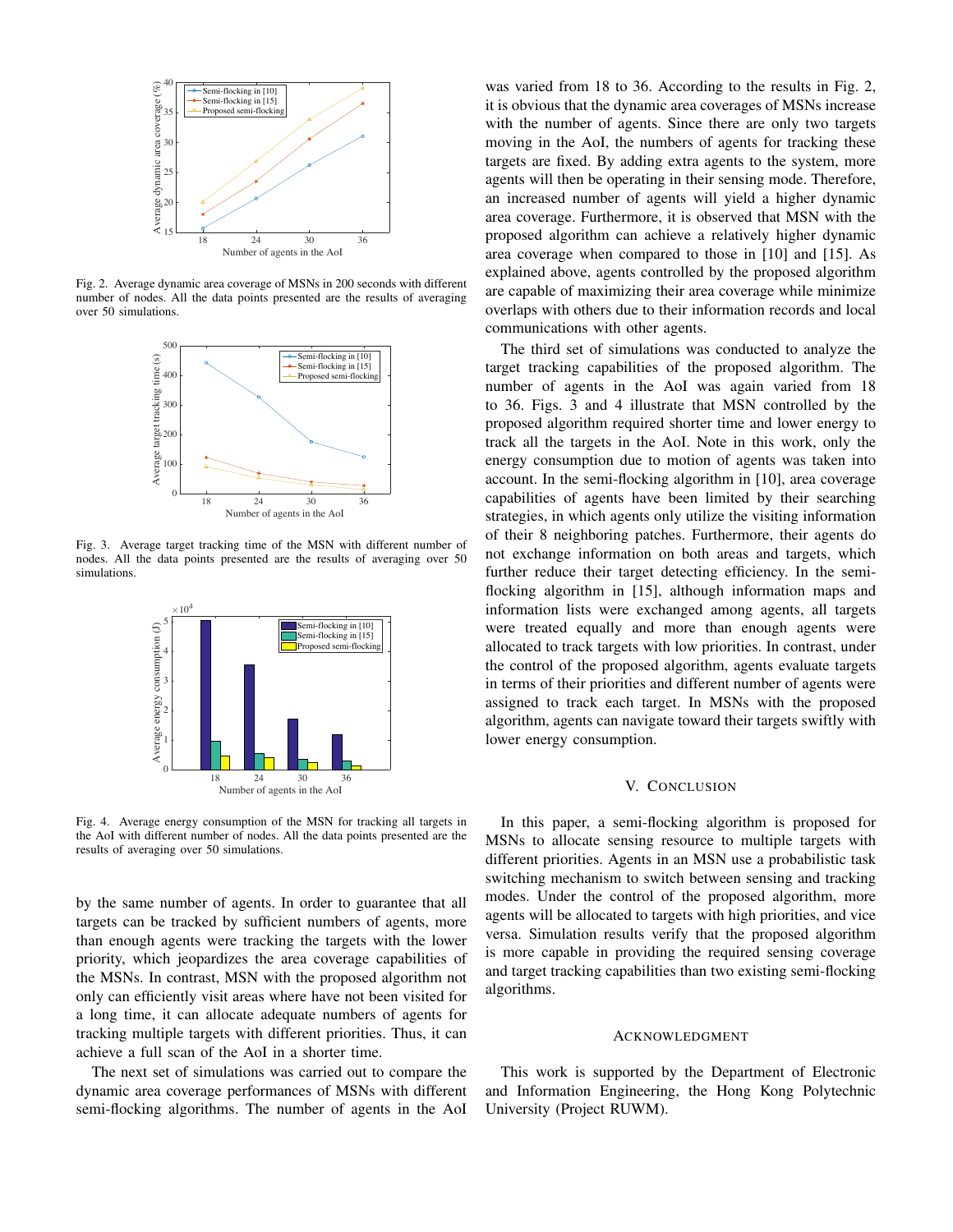Fig. 2. Average dynamic area coverage of MSNs in 200 seconds with different number of nodes. All the data points presented are the results of averaging over 50 simulations.

Fig. 3. Average target tracking time of the MSN with different number of nodes. All the data points presented are the results of averaging over 50 simulations.

Fig. 4. Average energy consumption of the MSN for tracking all targets in the AoI with different number of nodes. All the data points presented are the results of averaging over 50 simulations.

by the same number of agents. In order to guarantee that all targets can be tracked by sufficient numbers of agents, more than enough agents were tracking the targets with the lower priority, which jeopardizes the area coverage capabilities of the MSNs. In contrast, MSN with the proposed algorithm not only can efficiently visit areas where have not been visited for a long time, it can allocate adequate numbers of agents for tracking multiple targets with different priorities. Thus, it can achieve a full scan of the AoI in a shorter time.

The next set of simulations was carried out to compare the dynamic area coverage performances of MSNs with different semi-flocking algorithms. The number of agents in the AoI was varied from 18 to 36. According to the results in Fig. 2, it is obvious that the dynamic area coverages of MSNs increase with the number of agents. Since there are only two targets moving in the AoI, the numbers of agents for tracking these targets are fixed. By adding extra agents to the system, more agents will then be operating in their sensing mode. Therefore, an increased number of agents will yield a higher dynamic area coverage. Furthermore, it is observed that MSN with the proposed algorithm can achieve a relatively higher dynamic area coverage when compared to those in [10] and [15]. As explained above, agents controlled by the proposed algorithm are capable of maximizing their area coverage while minimize overlaps with others due to their information records and local communications with other agents.

The third set of simulations was conducted to analyze the target tracking capabilities of the proposed algorithm. The number of agents in the AoI was again varied from 18 to 36. Figs. 3 and 4 illustrate that MSN controlled by the proposed algorithm required shorter time and lower energy to track all the targets in the AoI. Note in this work, only the energy consumption due to motion of agents was taken into account. In the semi-flocking algorithm in [10], area coverage capabilities of agents have been limited by their searching strategies, in which agents only utilize the visiting information of their 8 neighboring patches. Furthermore, their agents do not exchange information on both areas and targets, which further reduce their target detecting efficiency. In the semi-flocking algorithm in [15], although information maps and information lists were exchanged among agents, all targets were treated equally and more than enough agents were allocated to track targets with low priorities. In contrast, under the control of the proposed algorithm, agents evaluate targets in terms of their priorities and different number of agents were assigned to track each target. In MSNs with the proposed algorithm, agents can navigate toward their targets swiftly with lower energy consumption.

## V. Conclusion

In this paper, a semi-flocking algorithm is proposed for MSNs to allocate sensing resource to multiple targets with different priorities. Agents in an MSN use a probabilistic task switching mechanism to switch between sensing and tracking modes. Under the control of the proposed algorithm, more agents will be allocated to targets with high priorities, and vice versa. Simulation results verify that the proposed algorithm is more capable in providing the required sensing coverage and target tracking capabilities than two existing semi-flocking algorithms.

## Acknowledgment

This work is supported by the Department of Electronic and Information Engineering, the Hong Kong Polytechnic University (Project RUWM).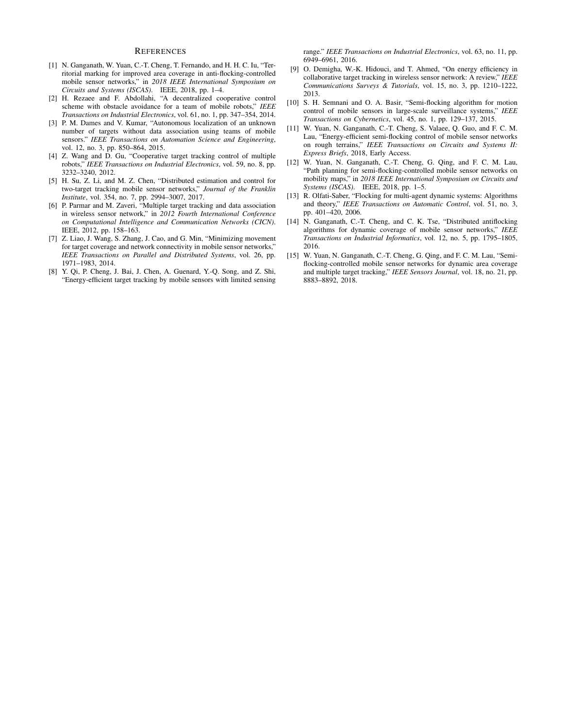## References

[1] N. Ganganath, W. Yuan, C.-T. Cheng, T. Fernando, and H. H. C. Iu, "Territorial marking for improved area coverage in anti-flocking-controlled mobile sensor networks," in *2018 IEEE International Symposium on Circuits and Systems (ISCAS)*. IEEE, 2018, pp. 1–4.

[2] H. Rezaee and F. Abdollahi, "A decentralized cooperative control scheme with obstacle avoidance for a team of mobile robots," *IEEE Transactions on Industrial Electronics*, vol. 61, no. 1, pp. 347–354, 2014.

[3] P. M. Dames and V. Kumar, "Autonomous localization of an unknown number of targets without data association using teams of mobile sensors." *IEEE Transactions on Automation Science and Engineering*, vol. 12, no. 3, pp. 850–864, 2015.

[4] Z. Wang and D. Gu, "Cooperative target tracking control of multiple robots," *IEEE Transactions on Industrial Electronics*, vol. 59, no. 8, pp. 3232–3240, 2012.

[5] H. Su, Z. Li, and M. Z. Chen, "Distributed estimation and control for two-target tracking mobile sensor networks," *Journal of the Franklin Institute*, vol. 354, no. 7, pp. 2994–3007, 2017.

[6] P. Parmar and M. Zaveri, "Multiple target tracking and data association in wireless sensor network," in *2012 Fourth International Conference on Computational Intelligence and Communication Networks (CICN)*. IEEE, 2012, pp. 158–163.

[7] Z. Liao, J. Wang, S. Zhang, J. Cao, and G. Min, "Minimizing movement for target coverage and network connectivity in mobile sensor networks," *IEEE Transactions on Parallel and Distributed Systems*, vol. 26, pp. 1971–1983, 2014.

[8] Y. Qi, P. Cheng, J. Bai, J. Chen, A. Guenard, Y.-Q. Song, and Z. Shi, "Energy-efficient target tracking by mobile sensors with limited sensing range." *IEEE Transactions on Industrial Electronics*, vol. 63, no. 11, pp. 6949–6961, 2016.

[9] O. Demigha, W.-K. Hidouci, and T. Ahmed, "On energy efficiency in collaborative target tracking in wireless sensor network: A review," *IEEE Communications Surveys & Tutorials*, vol. 15, no. 3, pp. 1210–1222, 2013.

[10] S. H. Semnani and O. A. Basir, "Semi-flocking algorithm for motion control of mobile sensors in large-scale surveillance systems," *IEEE Transactions on Cybernetics*, vol. 45, no. 1, pp. 129–137, 2015.

[11] W. Yuan, N. Ganganath, C.-T. Cheng, S. Valaee, Q. Guo, and F. C. M. Lau, "Energy-efficient semi-flocking control of mobile sensor networks on rough terrains," *IEEE Transactions on Circuits and Systems II: Express Briefs*, 2018, Early Access.

[12] W. Yuan, N. Ganganath, C.-T. Cheng, G. Qing, and F. C. M. Lau, "Path planning for semi-flocking-controlled mobile sensor networks on mobility maps," in *2018 IEEE International Symposium on Circuits and Systems (ISCAS)*. IEEE, 2018, pp. 1–5.

[13] R. Olfati-Saber, "Flocking for multi-agent dynamic systems: Algorithms and theory," *IEEE Transactions on Automatic Control*, vol. 51, no. 3, pp. 401–420, 2006.

[14] N. Ganganath, C.-T. Cheng, and C. K. Tse, "Distributed antiflocking algorithms for dynamic coverage of mobile sensor networks," *IEEE Transactions on Industrial Informatics*, vol. 12, no. 5, pp. 1795–1805, 2016.

[15] W. Yuan, N. Ganganath, C.-T. Cheng, G. Qing, and F. C. M. Lau, "Semi-flocking-controlled mobile sensor networks for dynamic area coverage and multiple target tracking," *IEEE Sensors Journal*, vol. 18, no. 21, pp. 8883–8892, 2018.